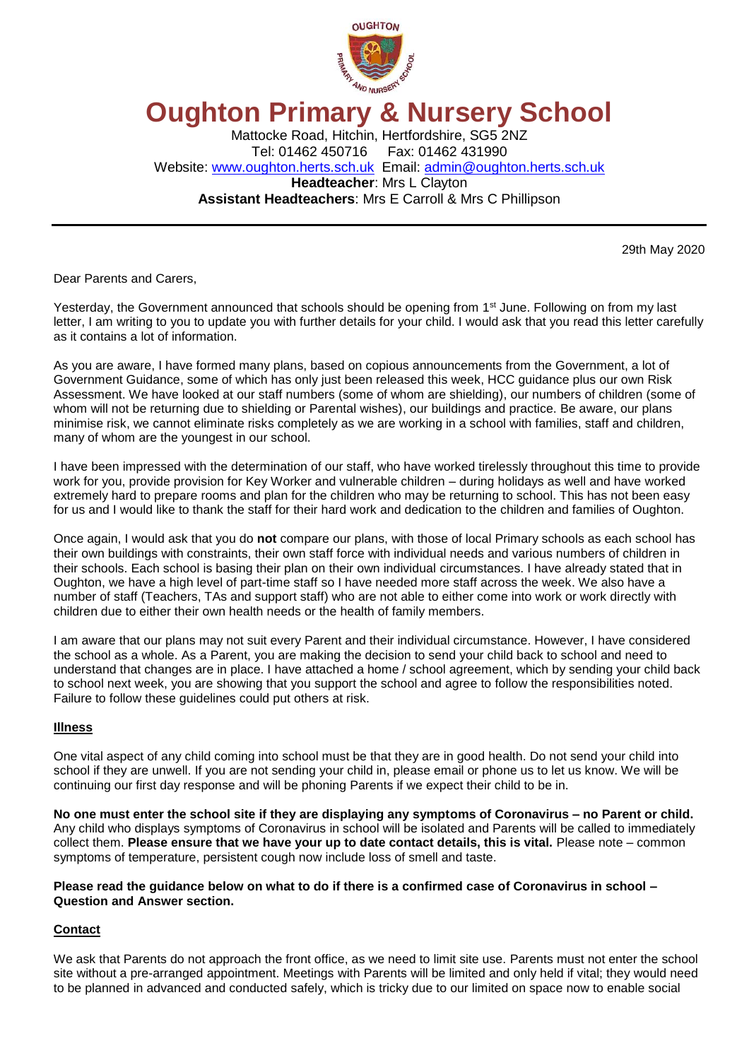# Oughton Primary & Nursery School

Mattocke Road, Hitchin, Hertfordshire, SG5 2NZ
Tel: 01462 450716 Fax: 01462 431990
Website: www.oughton.herts.sch.uk Email: admin@oughton.herts.sch.uk
**Headteacher**: Mrs L Clayton
**Assistant Headteachers**: Mrs E Carroll & Mrs C Phillipson

29th May 2020

Dear Parents and Carers,

Yesterday, the Government announced that schools should be opening from 1st June. Following on from my last letter, I am writing to you to update you with further details for your child. I would ask that you read this letter carefully as it contains a lot of information.

As you are aware, I have formed many plans, based on copious announcements from the Government, a lot of Government Guidance, some of which has only just been released this week, HCC guidance plus our own Risk Assessment. We have looked at our staff numbers (some of whom are shielding), our numbers of children (some of whom will not be returning due to shielding or Parental wishes), our buildings and practice. Be aware, our plans minimise risk, we cannot eliminate risks completely as we are working in a school with families, staff and children, many of whom are the youngest in our school.

I have been impressed with the determination of our staff, who have worked tirelessly throughout this time to provide work for you, provide provision for Key Worker and vulnerable children – during holidays as well and have worked extremely hard to prepare rooms and plan for the children who may be returning to school. This has not been easy for us and I would like to thank the staff for their hard work and dedication to the children and families of Oughton.

Once again, I would ask that you do **not** compare our plans, with those of local Primary schools as each school has their own buildings with constraints, their own staff force with individual needs and various numbers of children in their schools. Each school is basing their plan on their own individual circumstances. I have already stated that in Oughton, we have a high level of part-time staff so I have needed more staff across the week. We also have a number of staff (Teachers, TAs and support staff) who are not able to either come into work or work directly with children due to either their own health needs or the health of family members.

I am aware that our plans may not suit every Parent and their individual circumstance. However, I have considered the school as a whole. As a Parent, you are making the decision to send your child back to school and need to understand that changes are in place. I have attached a home / school agreement, which by sending your child back to school next week, you are showing that you support the school and agree to follow the responsibilities noted. Failure to follow these guidelines could put others at risk.

## Illness

One vital aspect of any child coming into school must be that they are in good health. Do not send your child into school if they are unwell. If you are not sending your child in, please email or phone us to let us know. We will be continuing our first day response and will be phoning Parents if we expect their child to be in.

**No one must enter the school site if they are displaying any symptoms of Coronavirus – no Parent or child.** Any child who displays symptoms of Coronavirus in school will be isolated and Parents will be called to immediately collect them. **Please ensure that we have your up to date contact details, this is vital.** Please note – common symptoms of temperature, persistent cough now include loss of smell and taste.

**Please read the guidance below on what to do if there is a confirmed case of Coronavirus in school – Question and Answer section.**

## Contact

We ask that Parents do not approach the front office, as we need to limit site use. Parents must not enter the school site without a pre-arranged appointment. Meetings with Parents will be limited and only held if vital; they would need to be planned in advanced and conducted safely, which is tricky due to our limited on space now to enable social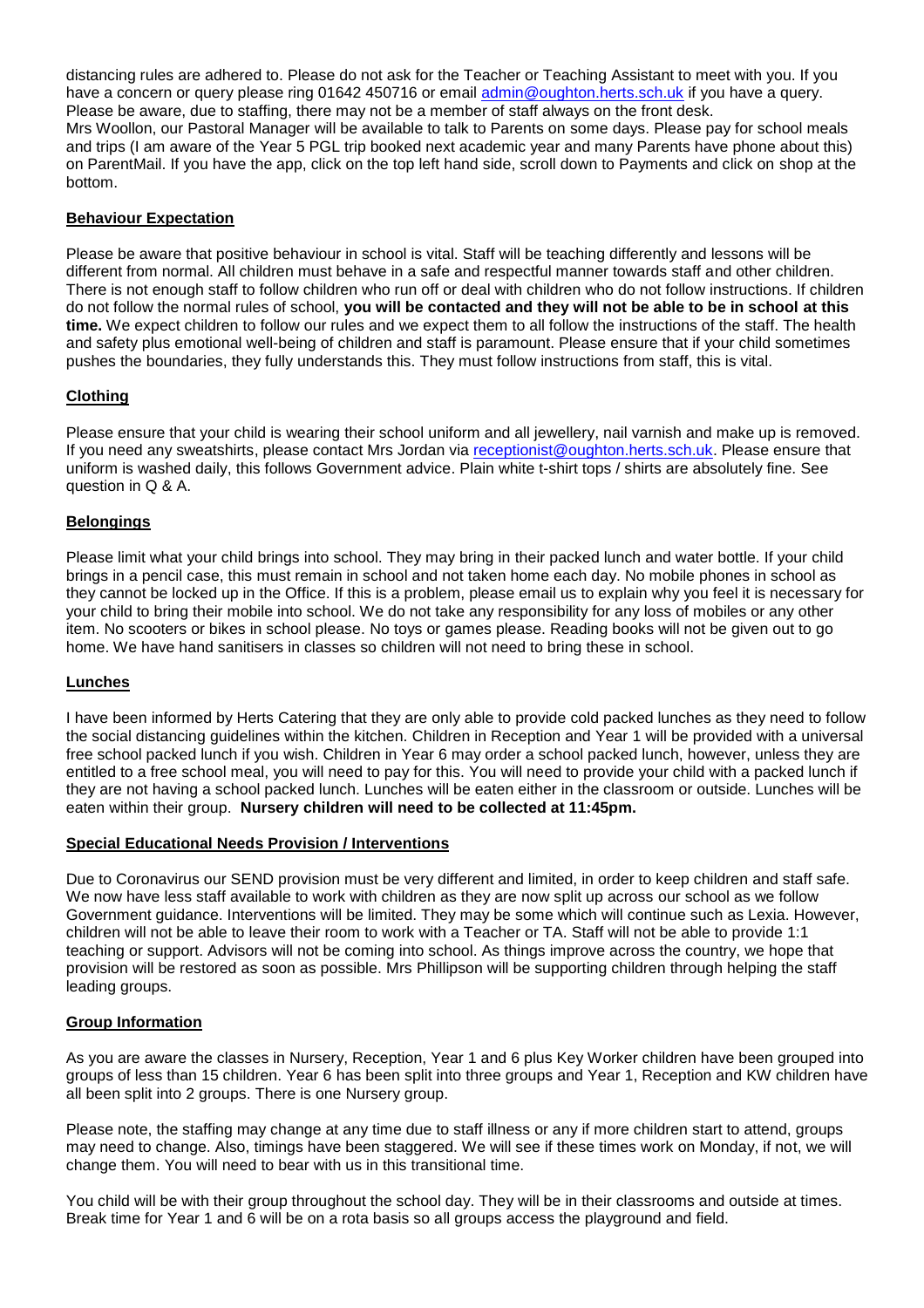distancing rules are adhered to. Please do not ask for the Teacher or Teaching Assistant to meet with you. If you have a concern or query please ring 01642 450716 or email admin@oughton.herts.sch.uk if you have a query. Please be aware, due to staffing, there may not be a member of staff always on the front desk.
Mrs Woollon, our Pastoral Manager will be available to talk to Parents on some days. Please pay for school meals and trips (I am aware of the Year 5 PGL trip booked next academic year and many Parents have phone about this) on ParentMail. If you have the app, click on the top left hand side, scroll down to Payments and click on shop at the bottom.

## Behaviour Expectation

Please be aware that positive behaviour in school is vital. Staff will be teaching differently and lessons will be different from normal. All children must behave in a safe and respectful manner towards staff and other children. There is not enough staff to follow children who run off or deal with children who do not follow instructions. If children do not follow the normal rules of school, **you will be contacted and they will not be able to be in school at this time.** We expect children to follow our rules and we expect them to all follow the instructions of the staff. The health and safety plus emotional well-being of children and staff is paramount. Please ensure that if your child sometimes pushes the boundaries, they fully understands this. They must follow instructions from staff, this is vital.

## Clothing

Please ensure that your child is wearing their school uniform and all jewellery, nail varnish and make up is removed. If you need any sweatshirts, please contact Mrs Jordan via receptionist@oughton.herts.sch.uk. Please ensure that uniform is washed daily, this follows Government advice. Plain white t-shirt tops / shirts are absolutely fine. See question in Q & A.

## Belongings

Please limit what your child brings into school. They may bring in their packed lunch and water bottle. If your child brings in a pencil case, this must remain in school and not taken home each day. No mobile phones in school as they cannot be locked up in the Office. If this is a problem, please email us to explain why you feel it is necessary for your child to bring their mobile into school. We do not take any responsibility for any loss of mobiles or any other item. No scooters or bikes in school please. No toys or games please. Reading books will not be given out to go home. We have hand sanitisers in classes so children will not need to bring these in school.

## Lunches

I have been informed by Herts Catering that they are only able to provide cold packed lunches as they need to follow the social distancing guidelines within the kitchen. Children in Reception and Year 1 will be provided with a universal free school packed lunch if you wish. Children in Year 6 may order a school packed lunch, however, unless they are entitled to a free school meal, you will need to pay for this. You will need to provide your child with a packed lunch if they are not having a school packed lunch. Lunches will be eaten either in the classroom or outside. Lunches will be eaten within their group. **Nursery children will need to be collected at 11:45pm.**

## Special Educational Needs Provision / Interventions

Due to Coronavirus our SEND provision must be very different and limited, in order to keep children and staff safe. We now have less staff available to work with children as they are now split up across our school as we follow Government guidance. Interventions will be limited. They may be some which will continue such as Lexia. However, children will not be able to leave their room to work with a Teacher or TA. Staff will not be able to provide 1:1 teaching or support. Advisors will not be coming into school. As things improve across the country, we hope that provision will be restored as soon as possible. Mrs Phillipson will be supporting children through helping the staff leading groups.

## Group Information

As you are aware the classes in Nursery, Reception, Year 1 and 6 plus Key Worker children have been grouped into groups of less than 15 children. Year 6 has been split into three groups and Year 1, Reception and KW children have all been split into 2 groups. There is one Nursery group.

Please note, the staffing may change at any time due to staff illness or any if more children start to attend, groups may need to change. Also, timings have been staggered. We will see if these times work on Monday, if not, we will change them. You will need to bear with us in this transitional time.

You child will be with their group throughout the school day. They will be in their classrooms and outside at times. Break time for Year 1 and 6 will be on a rota basis so all groups access the playground and field.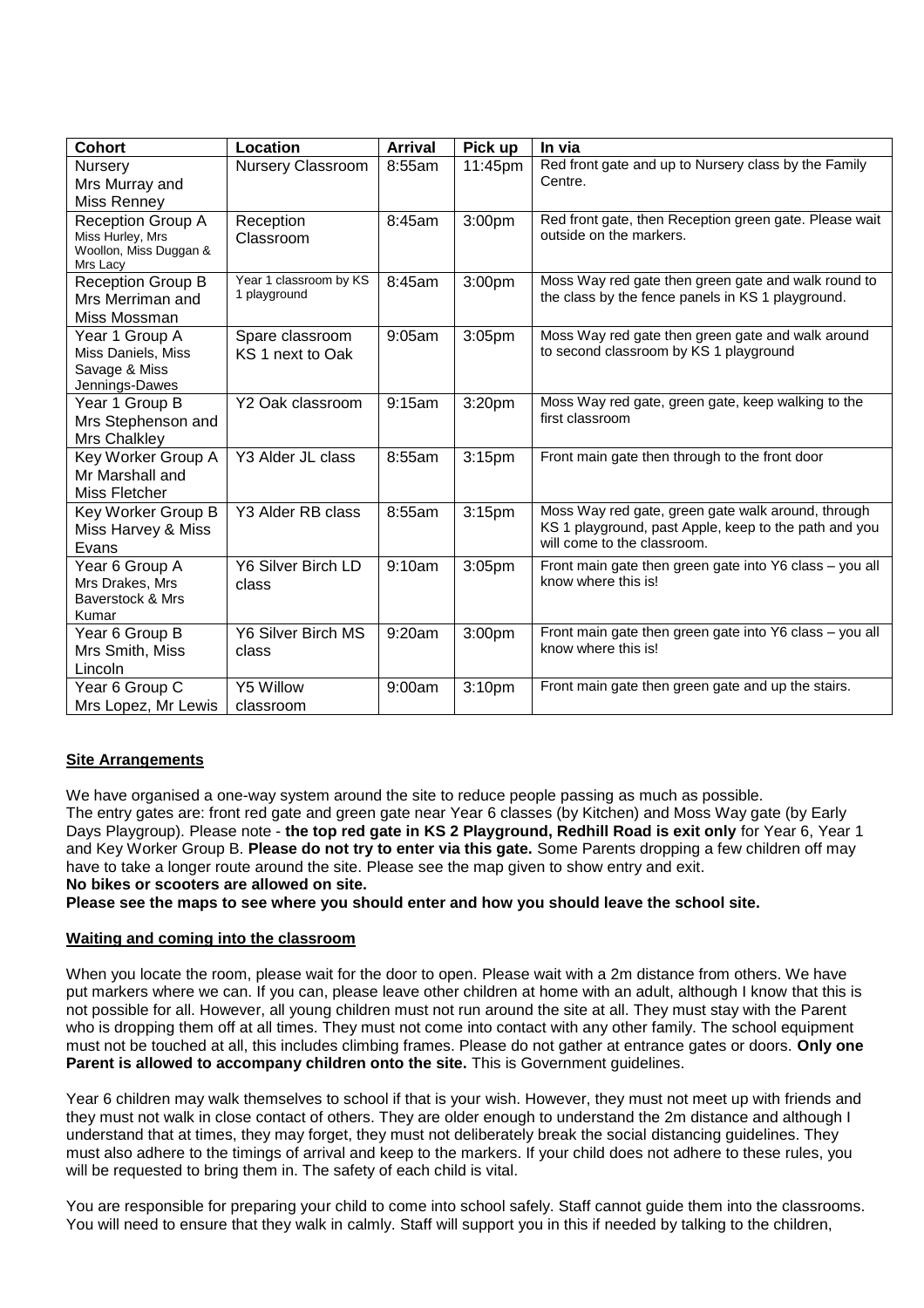| Cohort | Location | Arrival | Pick up | In via |
| --- | --- | --- | --- | --- |
| Nursery Mrs Murray and Miss Renney | Nursery Classroom | 8:55am | 11:45pm | Red front gate and up to Nursery class by the Family Centre. |
| Reception Group A Miss Hurley, Mrs Woollon, Miss Duggan & Mrs Lacy | Reception Classroom | 8:45am | 3:00pm | Red front gate, then Reception green gate. Please wait outside on the markers. |
| Reception Group B Mrs Merriman and Miss Mossman | Year 1 classroom by KS 1 playground | 8:45am | 3:00pm | Moss Way red gate then green gate and walk round to the class by the fence panels in KS 1 playground. |
| Year 1 Group A Miss Daniels, Miss Savage & Miss Jennings-Dawes | Spare classroom KS 1 next to Oak | 9:05am | 3:05pm | Moss Way red gate then green gate and walk around to second classroom by KS 1 playground |
| Year 1 Group B Mrs Stephenson and Mrs Chalkley | Y2 Oak classroom | 9:15am | 3:20pm | Moss Way red gate, green gate, keep walking to the first classroom |
| Key Worker Group A Mr Marshall and Miss Fletcher | Y3 Alder JL class | 8:55am | 3:15pm | Front main gate then through to the front door |
| Key Worker Group B Miss Harvey & Miss Evans | Y3 Alder RB class | 8:55am | 3:15pm | Moss Way red gate, green gate walk around, through KS 1 playground, past Apple, keep to the path and you will come to the classroom. |
| Year 6 Group A Mrs Drakes, Mrs Baverstock & Mrs Kumar | Y6 Silver Birch LD class | 9:10am | 3:05pm | Front main gate then green gate into Y6 class – you all know where this is! |
| Year 6 Group B Mrs Smith, Miss Lincoln | Y6 Silver Birch MS class | 9:20am | 3:00pm | Front main gate then green gate into Y6 class – you all know where this is! |
| Year 6 Group C Mrs Lopez, Mr Lewis | Y5 Willow classroom | 9:00am | 3:10pm | Front main gate then green gate and up the stairs. |

**Site Arrangements**

We have organised a one-way system around the site to reduce people passing as much as possible.
The entry gates are: front red gate and green gate near Year 6 classes (by Kitchen) and Moss Way gate (by Early Days Playgroup). Please note - **the top red gate in KS 2 Playground, Redhill Road is exit only** for Year 6, Year 1 and Key Worker Group B. **Please do not try to enter via this gate.** Some Parents dropping a few children off may have to take a longer route around the site. Please see the map given to show entry and exit.
**No bikes or scooters are allowed on site.**

**Please see the maps to see where you should enter and how you should leave the school site.**

**Waiting and coming into the classroom**

When you locate the room, please wait for the door to open. Please wait with a 2m distance from others. We have put markers where we can. If you can, please leave other children at home with an adult, although I know that this is not possible for all. However, all young children must not run around the site at all. They must stay with the Parent who is dropping them off at all times. They must not come into contact with any other family. The school equipment must not be touched at all, this includes climbing frames. Please do not gather at entrance gates or doors. **Only one Parent is allowed to accompany children onto the site.** This is Government guidelines.

Year 6 children may walk themselves to school if that is your wish. However, they must not meet up with friends and they must not walk in close contact of others. They are older enough to understand the 2m distance and although I understand that at times, they may forget, they must not deliberately break the social distancing guidelines. They must also adhere to the timings of arrival and keep to the markers. If your child does not adhere to these rules, you will be requested to bring them in. The safety of each child is vital.

You are responsible for preparing your child to come into school safely. Staff cannot guide them into the classrooms. You will need to ensure that they walk in calmly. Staff will support you in this if needed by talking to the children,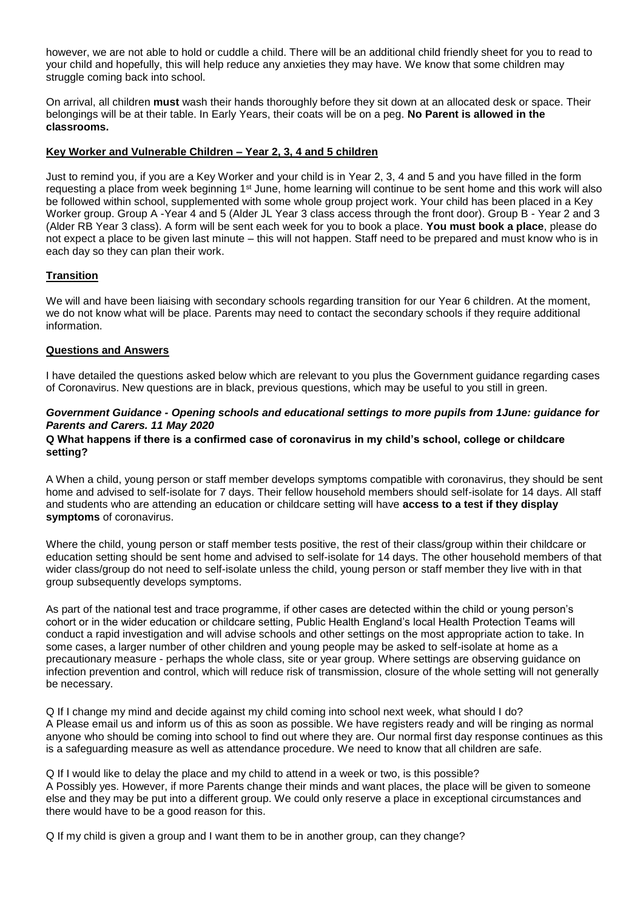however, we are not able to hold or cuddle a child. There will be an additional child friendly sheet for you to read to your child and hopefully, this will help reduce any anxieties they may have. We know that some children may struggle coming back into school.

On arrival, all children **must** wash their hands thoroughly before they sit down at an allocated desk or space. Their belongings will be at their table. In Early Years, their coats will be on a peg. **No Parent is allowed in the classrooms.**

## Key Worker and Vulnerable Children – Year 2, 3, 4 and 5 children

Just to remind you, if you are a Key Worker and your child is in Year 2, 3, 4 and 5 and you have filled in the form requesting a place from week beginning 1st June, home learning will continue to be sent home and this work will also be followed within school, supplemented with some whole group project work. Your child has been placed in a Key Worker group. Group A -Year 4 and 5 (Alder JL Year 3 class access through the front door). Group B - Year 2 and 3 (Alder RB Year 3 class). A form will be sent each week for you to book a place. **You must book a place**, please do not expect a place to be given last minute – this will not happen. Staff need to be prepared and must know who is in each day so they can plan their work.

## Transition

We will and have been liaising with secondary schools regarding transition for our Year 6 children. At the moment, we do not know what will be place. Parents may need to contact the secondary schools if they require additional information.

## Questions and Answers

I have detailed the questions asked below which are relevant to you plus the Government guidance regarding cases of Coronavirus. New questions are in black, previous questions, which may be useful to you still in green.

***Government Guidance - Opening schools and educational settings to more pupils from 1June: guidance for Parents and Carers. 11 May 2020***

**Q What happens if there is a confirmed case of coronavirus in my child's school, college or childcare setting?**

A When a child, young person or staff member develops symptoms compatible with coronavirus, they should be sent home and advised to self-isolate for 7 days. Their fellow household members should self-isolate for 14 days. All staff and students who are attending an education or childcare setting will have **access to a test if they display symptoms** of coronavirus.

Where the child, young person or staff member tests positive, the rest of their class/group within their childcare or education setting should be sent home and advised to self-isolate for 14 days. The other household members of that wider class/group do not need to self-isolate unless the child, young person or staff member they live with in that group subsequently develops symptoms.

As part of the national test and trace programme, if other cases are detected within the child or young person's cohort or in the wider education or childcare setting, Public Health England's local Health Protection Teams will conduct a rapid investigation and will advise schools and other settings on the most appropriate action to take. In some cases, a larger number of other children and young people may be asked to self-isolate at home as a precautionary measure - perhaps the whole class, site or year group. Where settings are observing guidance on infection prevention and control, which will reduce risk of transmission, closure of the whole setting will not generally be necessary.

Q If I change my mind and decide against my child coming into school next week, what should I do?
A Please email us and inform us of this as soon as possible. We have registers ready and will be ringing as normal anyone who should be coming into school to find out where they are. Our normal first day response continues as this is a safeguarding measure as well as attendance procedure. We need to know that all children are safe.

Q If I would like to delay the place and my child to attend in a week or two, is this possible?
A Possibly yes. However, if more Parents change their minds and want places, the place will be given to someone else and they may be put into a different group. We could only reserve a place in exceptional circumstances and there would have to be a good reason for this.

Q If my child is given a group and I want them to be in another group, can they change?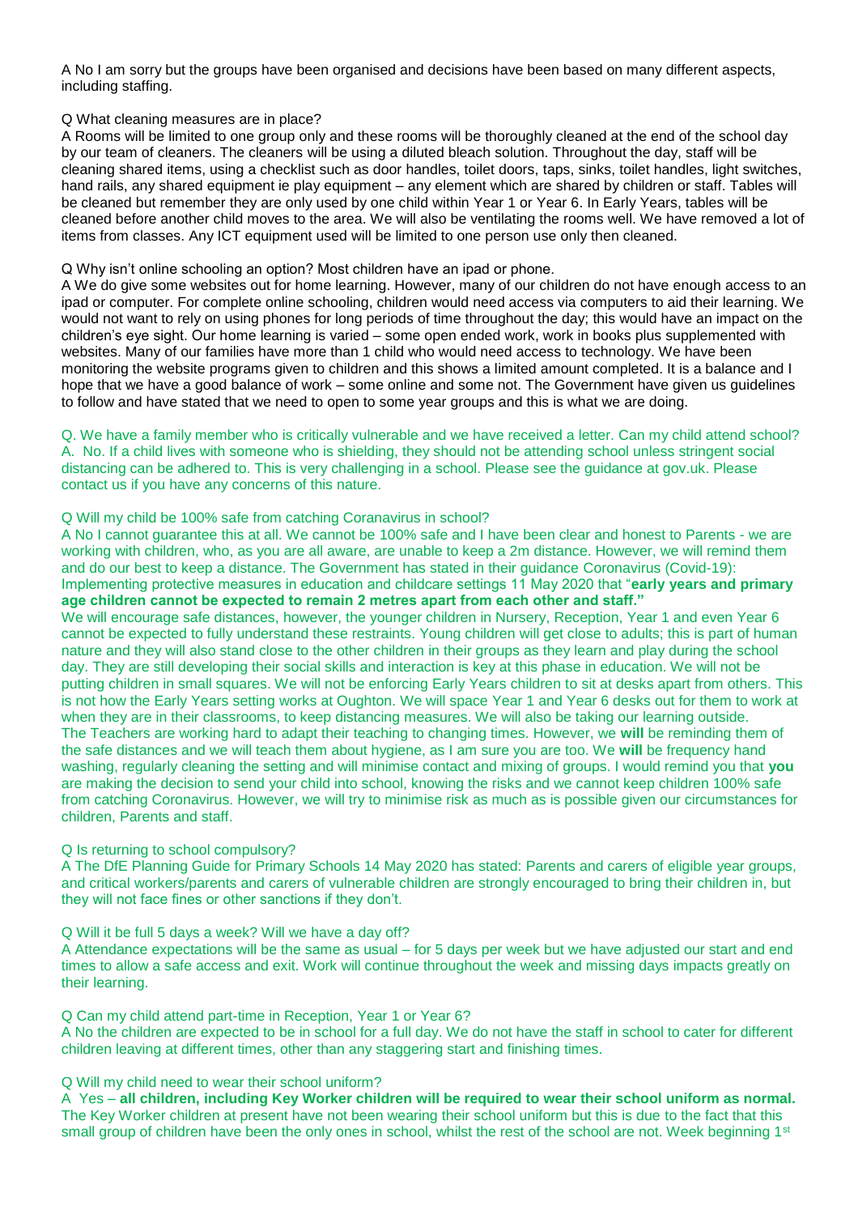A No I am sorry but the groups have been organised and decisions have been based on many different aspects, including staffing.

Q What cleaning measures are in place?

A Rooms will be limited to one group only and these rooms will be thoroughly cleaned at the end of the school day by our team of cleaners. The cleaners will be using a diluted bleach solution. Throughout the day, staff will be cleaning shared items, using a checklist such as door handles, toilet doors, taps, sinks, toilet handles, light switches, hand rails, any shared equipment ie play equipment – any element which are shared by children or staff. Tables will be cleaned but remember they are only used by one child within Year 1 or Year 6. In Early Years, tables will be cleaned before another child moves to the area. We will also be ventilating the rooms well. We have removed a lot of items from classes. Any ICT equipment used will be limited to one person use only then cleaned.

Q Why isn't online schooling an option? Most children have an ipad or phone.

A We do give some websites out for home learning. However, many of our children do not have enough access to an ipad or computer. For complete online schooling, children would need access via computers to aid their learning. We would not want to rely on using phones for long periods of time throughout the day; this would have an impact on the children's eye sight. Our home learning is varied – some open ended work, work in books plus supplemented with websites. Many of our families have more than 1 child who would need access to technology. We have been monitoring the website programs given to children and this shows a limited amount completed. It is a balance and I hope that we have a good balance of work – some online and some not. The Government have given us guidelines to follow and have stated that we need to open to some year groups and this is what we are doing.

Q. We have a family member who is critically vulnerable and we have received a letter. Can my child attend school?

A. No. If a child lives with someone who is shielding, they should not be attending school unless stringent social distancing can be adhered to. This is very challenging in a school. Please see the guidance at gov.uk. Please contact us if you have any concerns of this nature.

Q Will my child be 100% safe from catching Coranavirus in school?

A No I cannot guarantee this at all. We cannot be 100% safe and I have been clear and honest to Parents - we are working with children, who, as you are all aware, are unable to keep a 2m distance. However, we will remind them and do our best to keep a distance. The Government has stated in their guidance Coronavirus (Covid-19): Implementing protective measures in education and childcare settings 11 May 2020 that "**early years and primary age children cannot be expected to remain 2 metres apart from each other and staff."**

We will encourage safe distances, however, the younger children in Nursery, Reception, Year 1 and even Year 6 cannot be expected to fully understand these restraints. Young children will get close to adults; this is part of human nature and they will also stand close to the other children in their groups as they learn and play during the school day. They are still developing their social skills and interaction is key at this phase in education. We will not be putting children in small squares. We will not be enforcing Early Years children to sit at desks apart from others. This is not how the Early Years setting works at Oughton. We will space Year 1 and Year 6 desks out for them to work at when they are in their classrooms, to keep distancing measures. We will also be taking our learning outside.

The Teachers are working hard to adapt their teaching to changing times. However, we **will** be reminding them of the safe distances and we will teach them about hygiene, as I am sure you are too. We **will** be frequency hand washing, regularly cleaning the setting and will minimise contact and mixing of groups. I would remind you that **you** are making the decision to send your child into school, knowing the risks and we cannot keep children 100% safe from catching Coronavirus. However, we will try to minimise risk as much as is possible given our circumstances for children, Parents and staff.

Q Is returning to school compulsory?

A The DfE Planning Guide for Primary Schools 14 May 2020 has stated: Parents and carers of eligible year groups, and critical workers/parents and carers of vulnerable children are strongly encouraged to bring their children in, but they will not face fines or other sanctions if they don't.

Q Will it be full 5 days a week? Will we have a day off?

A Attendance expectations will be the same as usual – for 5 days per week but we have adjusted our start and end times to allow a safe access and exit. Work will continue throughout the week and missing days impacts greatly on their learning.

Q Can my child attend part-time in Reception, Year 1 or Year 6?

A No the children are expected to be in school for a full day. We do not have the staff in school to cater for different children leaving at different times, other than any staggering start and finishing times.

Q Will my child need to wear their school uniform?

A Yes – **all children, including Key Worker children will be required to wear their school uniform as normal.** The Key Worker children at present have not been wearing their school uniform but this is due to the fact that this small group of children have been the only ones in school, whilst the rest of the school are not. Week beginning 1st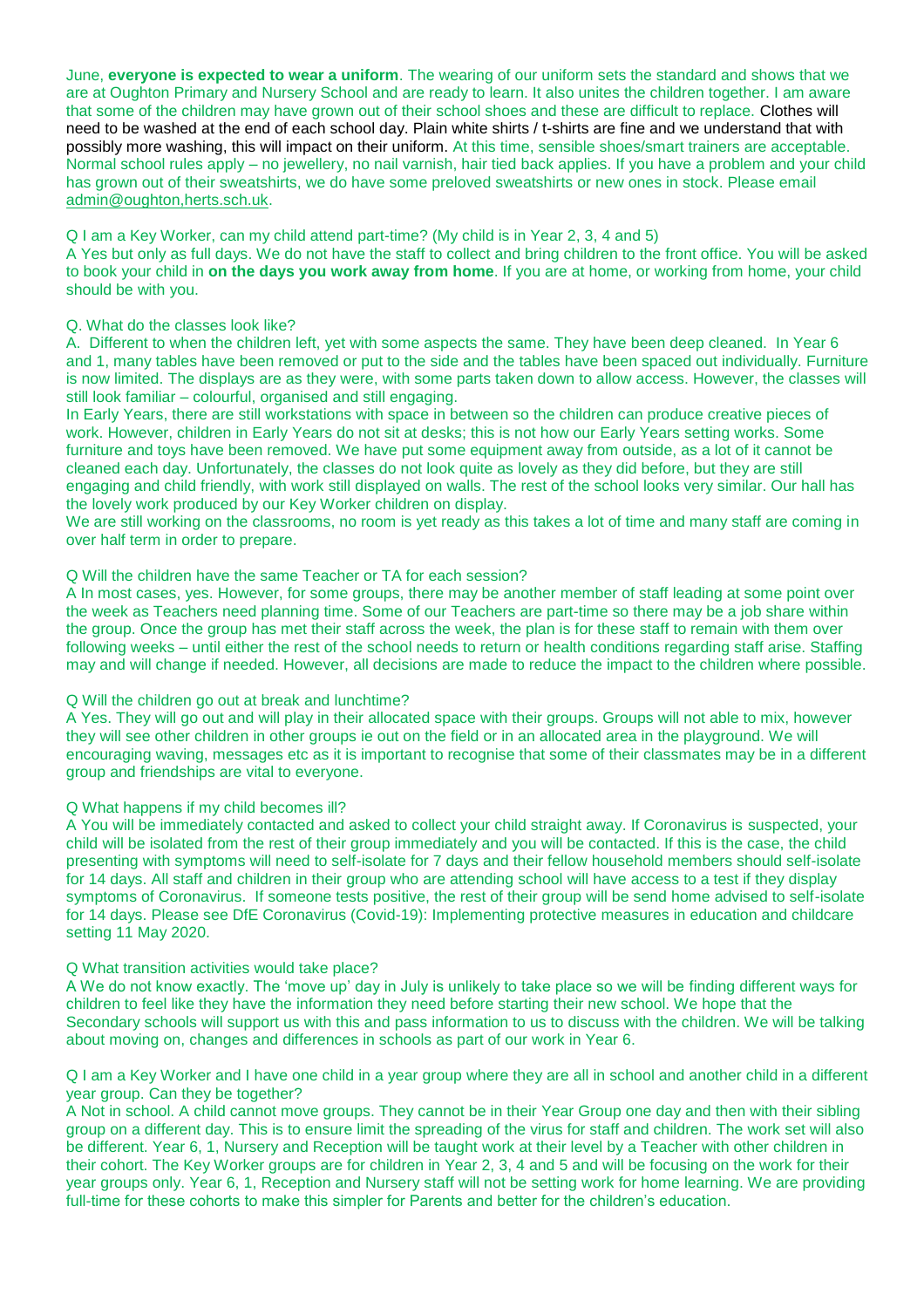June, **everyone is expected to wear a uniform**. The wearing of our uniform sets the standard and shows that we are at Oughton Primary and Nursery School and are ready to learn. It also unites the children together. I am aware that some of the children may have grown out of their school shoes and these are difficult to replace. Clothes will need to be washed at the end of each school day. Plain white shirts / t-shirts are fine and we understand that with possibly more washing, this will impact on their uniform. At this time, sensible shoes/smart trainers are acceptable. Normal school rules apply – no jewellery, no nail varnish, hair tied back applies. If you have a problem and your child has grown out of their sweatshirts, we do have some preloved sweatshirts or new ones in stock. Please email admin@oughton,herts.sch.uk.

Q I am a Key Worker, can my child attend part-time? (My child is in Year 2, 3, 4 and 5)

A Yes but only as full days. We do not have the staff to collect and bring children to the front office. You will be asked to book your child in **on the days you work away from home**. If you are at home, or working from home, your child should be with you.

Q. What do the classes look like?

A. Different to when the children left, yet with some aspects the same. They have been deep cleaned. In Year 6 and 1, many tables have been removed or put to the side and the tables have been spaced out individually. Furniture is now limited. The displays are as they were, with some parts taken down to allow access. However, the classes will still look familiar – colourful, organised and still engaging.

In Early Years, there are still workstations with space in between so the children can produce creative pieces of work. However, children in Early Years do not sit at desks; this is not how our Early Years setting works. Some furniture and toys have been removed. We have put some equipment away from outside, as a lot of it cannot be cleaned each day. Unfortunately, the classes do not look quite as lovely as they did before, but they are still engaging and child friendly, with work still displayed on walls. The rest of the school looks very similar. Our hall has the lovely work produced by our Key Worker children on display.

We are still working on the classrooms, no room is yet ready as this takes a lot of time and many staff are coming in over half term in order to prepare.

Q Will the children have the same Teacher or TA for each session?

A In most cases, yes. However, for some groups, there may be another member of staff leading at some point over the week as Teachers need planning time. Some of our Teachers are part-time so there may be a job share within the group. Once the group has met their staff across the week, the plan is for these staff to remain with them over following weeks – until either the rest of the school needs to return or health conditions regarding staff arise. Staffing may and will change if needed. However, all decisions are made to reduce the impact to the children where possible.

Q Will the children go out at break and lunchtime?

A Yes. They will go out and will play in their allocated space with their groups. Groups will not able to mix, however they will see other children in other groups ie out on the field or in an allocated area in the playground. We will encouraging waving, messages etc as it is important to recognise that some of their classmates may be in a different group and friendships are vital to everyone.

Q What happens if my child becomes ill?

A You will be immediately contacted and asked to collect your child straight away. If Coronavirus is suspected, your child will be isolated from the rest of their group immediately and you will be contacted. If this is the case, the child presenting with symptoms will need to self-isolate for 7 days and their fellow household members should self-isolate for 14 days. All staff and children in their group who are attending school will have access to a test if they display symptoms of Coronavirus. If someone tests positive, the rest of their group will be send home advised to self-isolate for 14 days. Please see DfE Coronavirus (Covid-19): Implementing protective measures in education and childcare setting 11 May 2020.

Q What transition activities would take place?

A We do not know exactly. The 'move up' day in July is unlikely to take place so we will be finding different ways for children to feel like they have the information they need before starting their new school. We hope that the Secondary schools will support us with this and pass information to us to discuss with the children. We will be talking about moving on, changes and differences in schools as part of our work in Year 6.

Q I am a Key Worker and I have one child in a year group where they are all in school and another child in a different year group. Can they be together?

A Not in school. A child cannot move groups. They cannot be in their Year Group one day and then with their sibling group on a different day. This is to ensure limit the spreading of the virus for staff and children. The work set will also be different. Year 6, 1, Nursery and Reception will be taught work at their level by a Teacher with other children in their cohort. The Key Worker groups are for children in Year 2, 3, 4 and 5 and will be focusing on the work for their year groups only. Year 6, 1, Reception and Nursery staff will not be setting work for home learning. We are providing full-time for these cohorts to make this simpler for Parents and better for the children's education.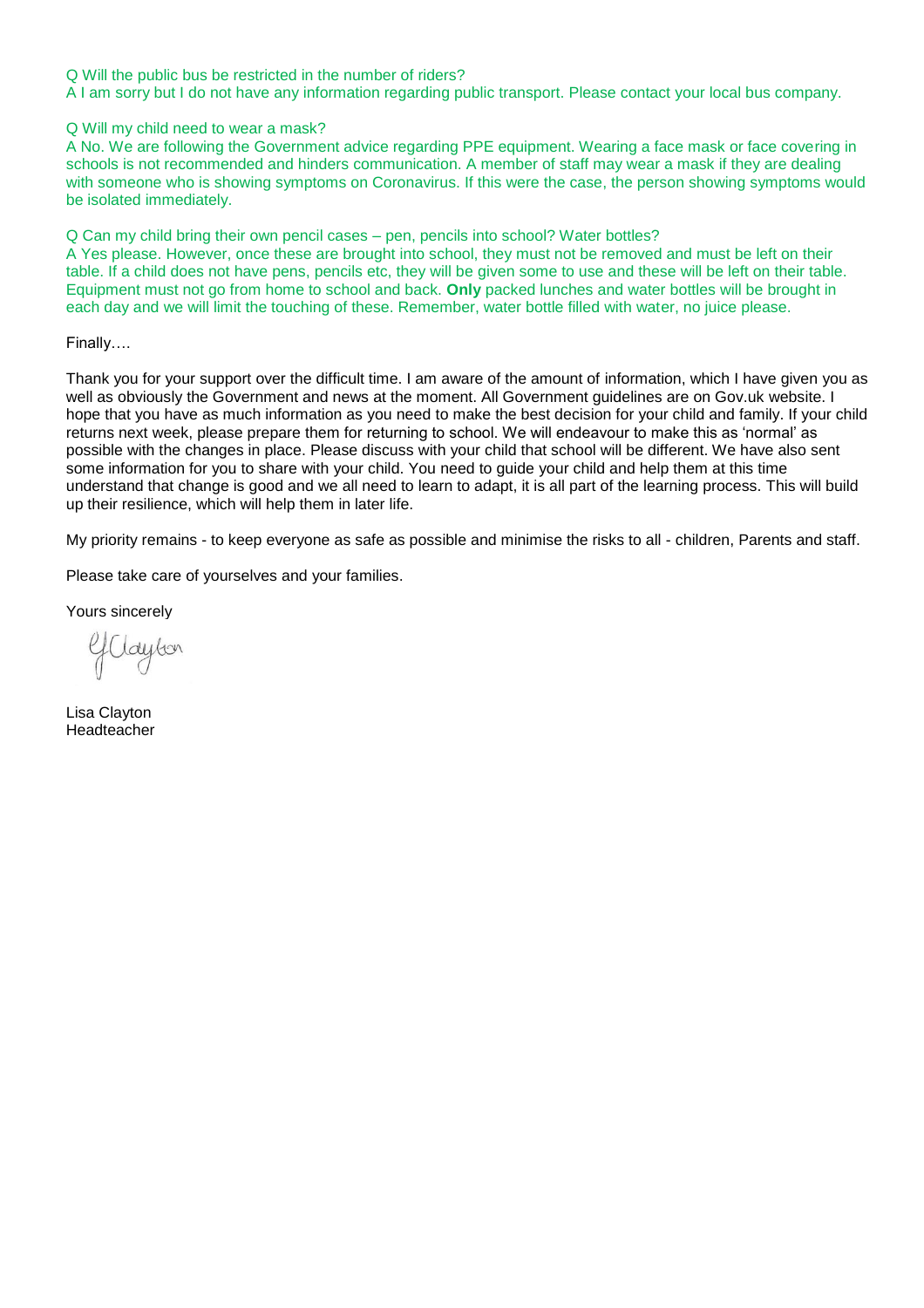Q Will the public bus be restricted in the number of riders?
A I am sorry but I do not have any information regarding public transport. Please contact your local bus company.

Q Will my child need to wear a mask?
A No. We are following the Government advice regarding PPE equipment. Wearing a face mask or face covering in schools is not recommended and hinders communication. A member of staff may wear a mask if they are dealing with someone who is showing symptoms on Coronavirus. If this were the case, the person showing symptoms would be isolated immediately.

Q Can my child bring their own pencil cases – pen, pencils into school? Water bottles?
A Yes please. However, once these are brought into school, they must not be removed and must be left on their table. If a child does not have pens, pencils etc, they will be given some to use and these will be left on their table. Equipment must not go from home to school and back. **Only** packed lunches and water bottles will be brought in each day and we will limit the touching of these. Remember, water bottle filled with water, no juice please.

Finally….

Thank you for your support over the difficult time. I am aware of the amount of information, which I have given you as well as obviously the Government and news at the moment. All Government guidelines are on Gov.uk website. I hope that you have as much information as you need to make the best decision for your child and family. If your child returns next week, please prepare them for returning to school. We will endeavour to make this as 'normal' as possible with the changes in place. Please discuss with your child that school will be different. We have also sent some information for you to share with your child. You need to guide your child and help them at this time understand that change is good and we all need to learn to adapt, it is all part of the learning process. This will build up their resilience, which will help them in later life.

My priority remains - to keep everyone as safe as possible and minimise the risks to all - children, Parents and staff.

Please take care of yourselves and your families.

Yours sincerely

LClayton

Lisa Clayton
Headteacher